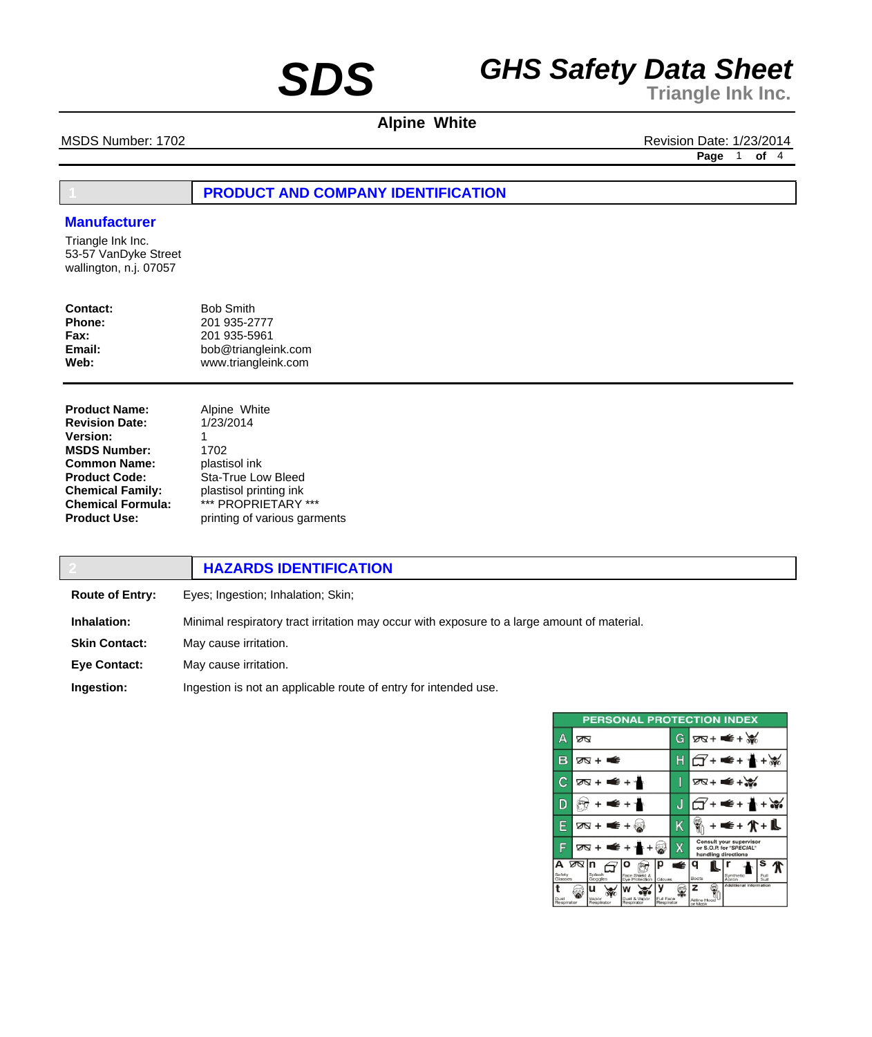# SDS

# GHS Safety Data Sheet

**Triangle Ink Inc.**

## Alpine White

MSDS Number: 1702

Revision Date: 1/23/2014

## 1 PRODUCT AND COMPANY IDENTIFICATION

### Manufacturer

Triangle Ink Inc.
53-57 VanDyke Street
wallington, n.j. 07057

| | |
|---|---|
| **Contact:** | Bob Smith |
| **Phone:** | 201 935-2777 |
| **Fax:** | 201 935-5961 |
| **Email:** | bob@triangleink.com |
| **Web:** | www.triangleink.com |

| | |
|---|---|
| **Product Name:** | Alpine White |
| **Revision Date:** | 1/23/2014 |
| **Version:** | 1 |
| **MSDS Number:** | 1702 |
| **Common Name:** | plastisol ink |
| **Product Code:** | Sta-True Low Bleed |
| **Chemical Family:** | plastisol printing ink |
| **Chemical Formula:** | *** PROPRIETARY *** |
| **Product Use:** | printing of various garments |

## 2 HAZARDS IDENTIFICATION

| | |
|---|---|
| **Route of Entry:** | Eyes; Ingestion; Inhalation; Skin; |
| **Inhalation:** | Minimal respiratory tract irritation may occur with exposure to a large amount of material. |
| **Skin Contact:** | May cause irritation. |
| **Eye Contact:** | May cause irritation. |
| **Ingestion:** | Ingestion is not an applicable route of entry for intended use. |

PERSONAL PROTECTION INDEX

| | | | |
|---|---|---|---|
| A | Safety Glasses | G | Safety Glasses + Gloves + Vapor Respirator |
| B | Safety Glasses + Gloves | H | Splash Goggles + Gloves + Synthetic Apron + Vapor Respirator |
| C | Safety Glasses + Gloves + Synthetic Apron | I | Safety Glasses + Gloves + Dust & Vapor Respirator |
| D | Face Shield & Eye Protection + Gloves + Synthetic Apron | J | Splash Goggles + Gloves + Synthetic Apron + Dust & Vapor Respirator |
| E | Safety Glasses + Gloves + Dust Respirator | K | Airline Hood or Mask + Gloves + Full Suit + Boots |
| F | Safety Glasses + Gloves + Synthetic Apron + Dust Respirator | X | Consult your supervisor or S.O.P. for "SPECIAL" handling directions |

a Safety Glasses; n Splash Goggles; o Face Shield & Eye Protection; p Gloves; q Boots; r Synthetic Apron; s Full Suit; t Dust Respirator; u Vapor Respirator; w Dust & Vapor Respirator; y Full Face Respirator; z Airline Hood or Mask; Additional Information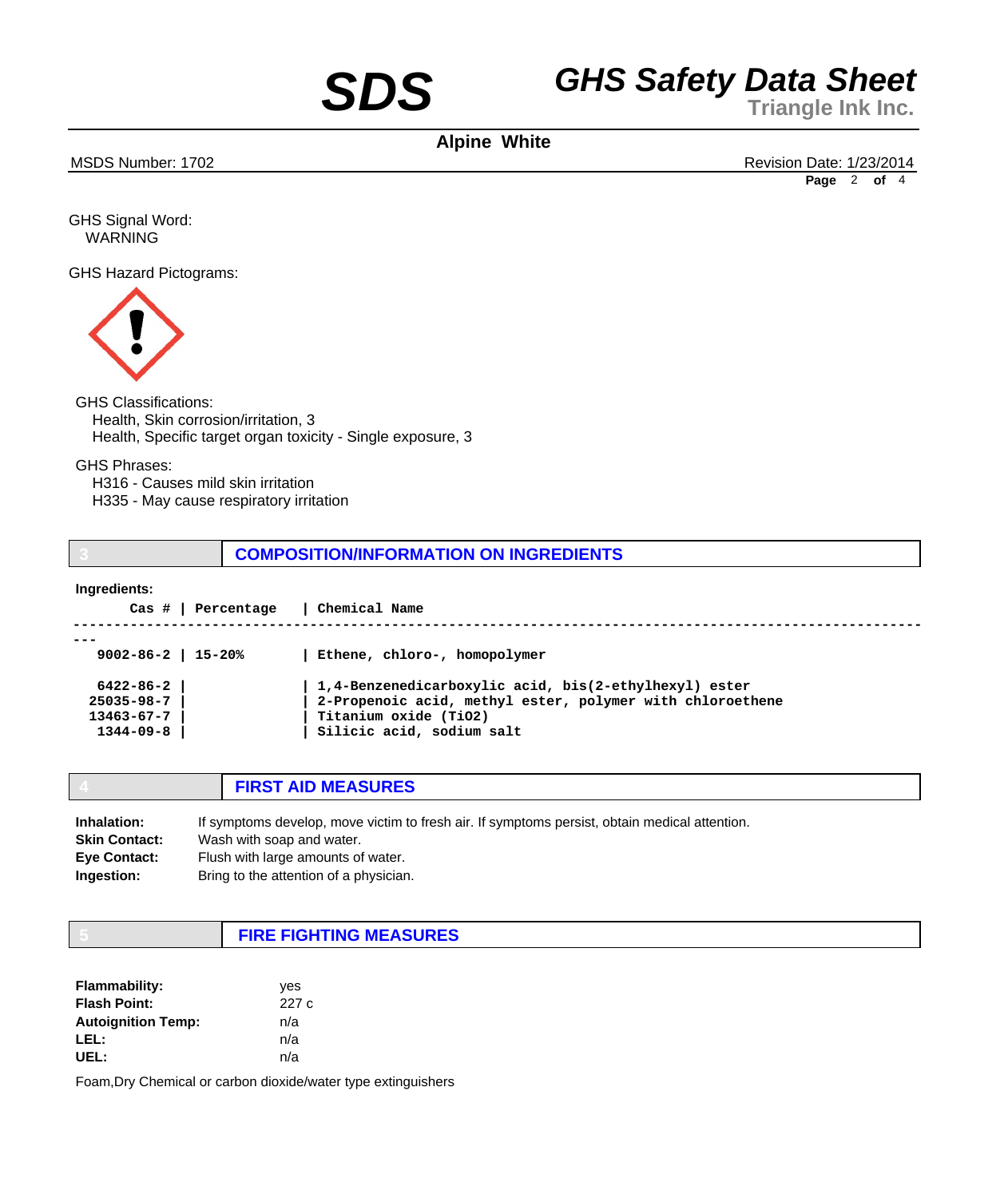GHS Signal Word:
WARNING

GHS Hazard Pictograms:

GHS Classifications:
Health, Skin corrosion/irritation, 3
Health, Specific target organ toxicity - Single exposure, 3

GHS Phrases:
H316 - Causes mild skin irritation
H335 - May cause respiratory irritation

## 3 COMPOSITION/INFORMATION ON INGREDIENTS

**Ingredients:**

| Cas # | Percentage | Chemical Name |
|---|---|---|
| 9002-86-2 | 15-20% | Ethene, chloro-, homopolymer |
| 6422-86-2 | | 1,4-Benzenedicarboxylic acid, bis(2-ethylhexyl) ester |
| 25035-98-7 | | 2-Propenoic acid, methyl ester, polymer with chloroethene |
| 13463-67-7 | | Titanium oxide (TiO2) |
| 1344-09-8 | | Silicic acid, sodium salt |

## 4 FIRST AID MEASURES

**Inhalation:** If symptoms develop, move victim to fresh air. If symptoms persist, obtain medical attention.
**Skin Contact:** Wash with soap and water.
**Eye Contact:** Flush with large amounts of water.
**Ingestion:** Bring to the attention of a physician.

## 5 FIRE FIGHTING MEASURES

**Flammability:** yes
**Flash Point:** 227 c
**Autoignition Temp:** n/a
**LEL:** n/a
**UEL:** n/a

Foam,Dry Chemical or carbon dioxide/water type extinguishers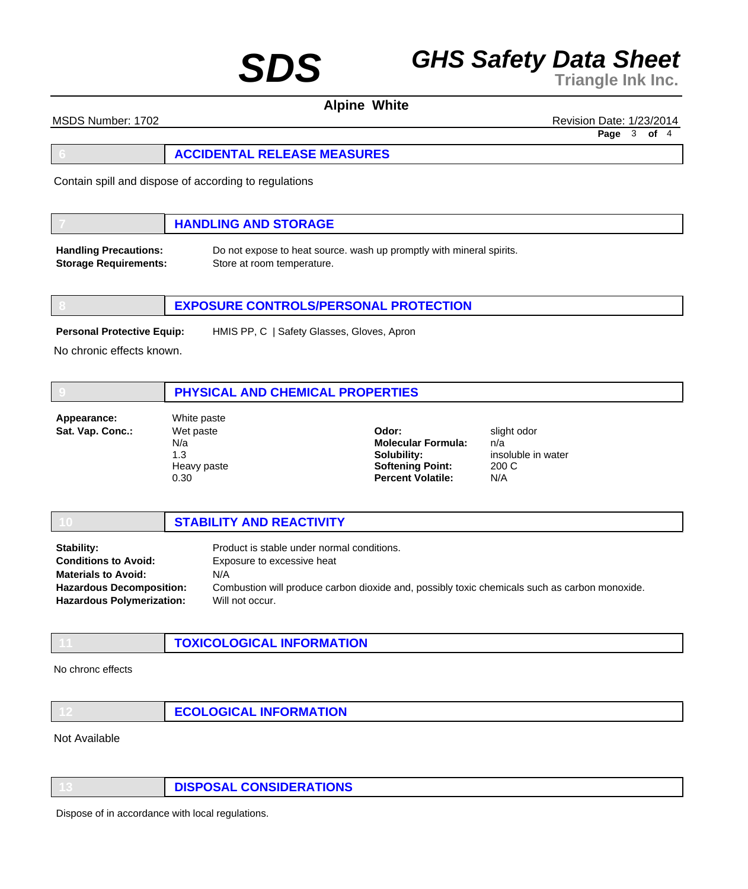## 6 ACCIDENTAL RELEASE MEASURES

Contain spill and dispose of according to regulations

## 7 HANDLING AND STORAGE

**Handling Precautions:** Do not expose to heat source. wash up promptly with mineral spirits.
**Storage Requirements:** Store at room temperature.

## 8 EXPOSURE CONTROLS/PERSONAL PROTECTION

**Personal Protective Equip:** HMIS PP, C | Safety Glasses, Gloves, Apron

No chronic effects known.

## 9 PHYSICAL AND CHEMICAL PROPERTIES

| | | | |
|---|---|---|---|
| **Appearance:** | White paste | | |
| **Sat. Vap. Conc.:** | Wet paste | **Odor:** | slight odor |
| | N/a | **Molecular Formula:** | n/a |
| | 1.3 | **Solubility:** | insoluble in water |
| | Heavy paste | **Softening Point:** | 200 C |
| | 0.30 | **Percent Volatile:** | N/A |

## 10 STABILITY AND REACTIVITY

**Stability:** Product is stable under normal conditions.
**Conditions to Avoid:** Exposure to excessive heat
**Materials to Avoid:** N/A
**Hazardous Decomposition:** Combustion will produce carbon dioxide and, possibly toxic chemicals such as carbon monoxide.
**Hazardous Polymerization:** Will not occur.

## 11 TOXICOLOGICAL INFORMATION

No chronc effects

## 12 ECOLOGICAL INFORMATION

Not Available

## 13 DISPOSAL CONSIDERATIONS

Dispose of in accordance with local regulations.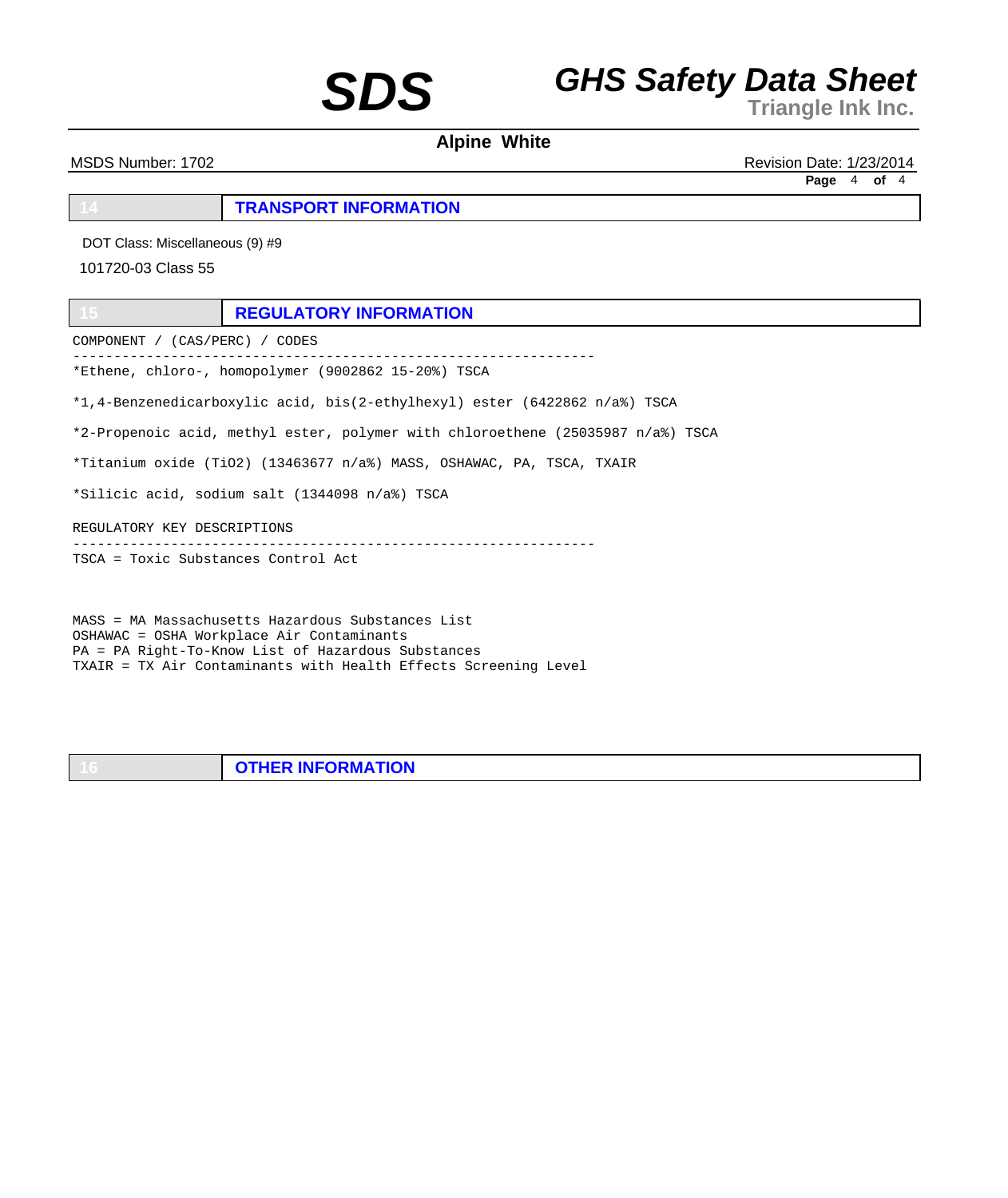## 14 TRANSPORT INFORMATION

DOT Class: Miscellaneous (9) #9

101720-03 Class 55

## 15 REGULATORY INFORMATION

```
COMPONENT / (CAS/PERC) / CODES
----------------------------------------------------------------
*Ethene, chloro-, homopolymer (9002862 15-20%) TSCA

*1,4-Benzenedicarboxylic acid, bis(2-ethylhexyl) ester (6422862 n/a%) TSCA

*2-Propenoic acid, methyl ester, polymer with chloroethene (25035987 n/a%) TSCA

*Titanium oxide (TiO2) (13463677 n/a%) MASS, OSHAWAC, PA, TSCA, TXAIR

*Silicic acid, sodium salt (1344098 n/a%) TSCA

REGULATORY KEY DESCRIPTIONS
----------------------------------------------------------------
TSCA = Toxic Substances Control Act


MASS = MA Massachusetts Hazardous Substances List
OSHAWAC = OSHA Workplace Air Contaminants
PA = PA Right-To-Know List of Hazardous Substances
TXAIR = TX Air Contaminants with Health Effects Screening Level
```

## 16 OTHER INFORMATION